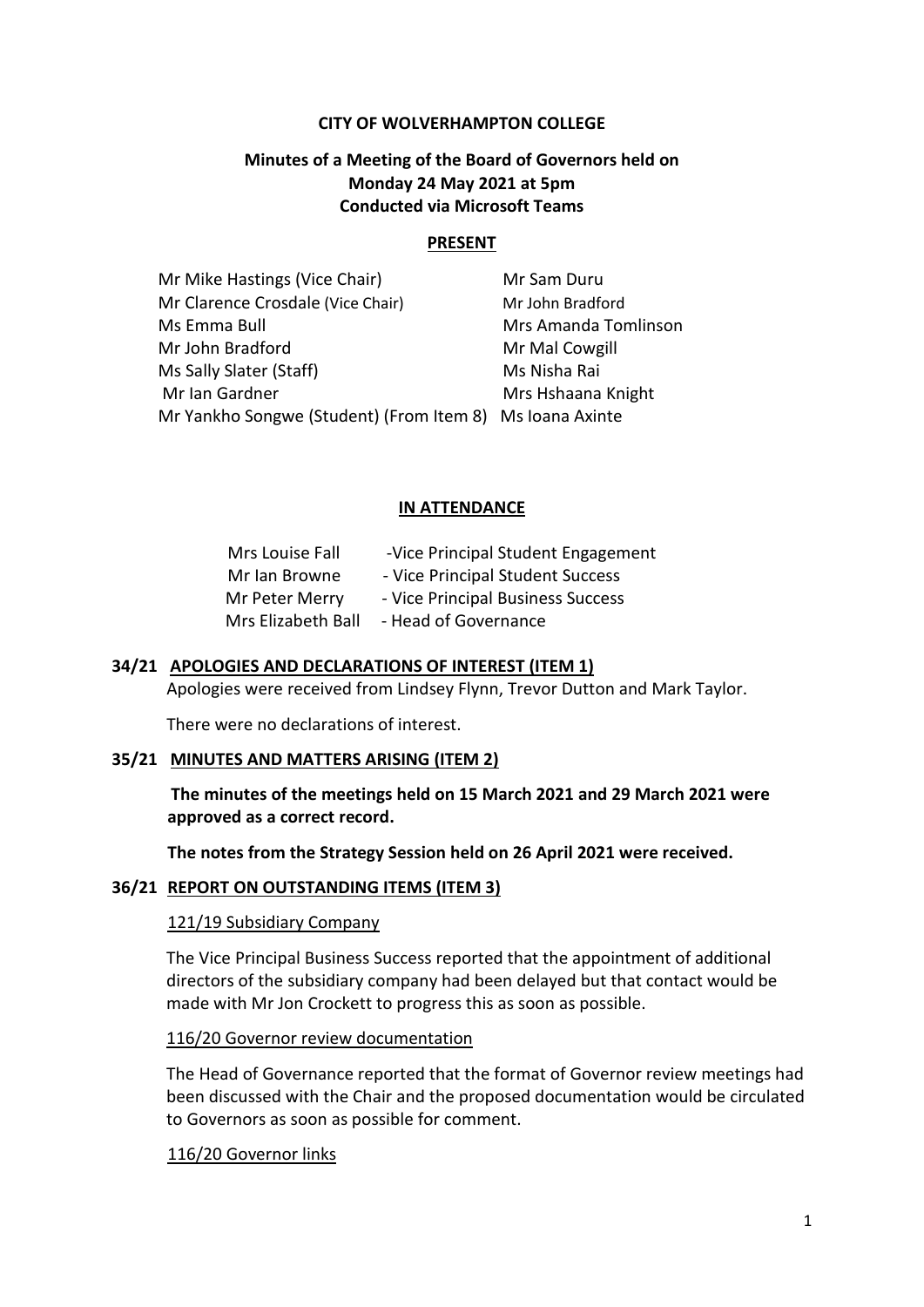**CITY OF WOLVERHAMPTON COLLEGE**

**Minutes of a Meeting of the Board of Governors held on Monday 24 May 2021 at 5pm Conducted via Microsoft Teams**

**PRESENT**

| | |
|---|---|
| Mr Mike Hastings (Vice Chair) | Mr Sam Duru |
| Mr Clarence Crosdale (Vice Chair) | Mr John Bradford |
| Ms Emma Bull | Mrs Amanda Tomlinson |
| Mr John Bradford | Mr Mal Cowgill |
| Ms Sally Slater (Staff) | Ms Nisha Rai |
| Mr Ian Gardner | Mrs Hshaana Knight |
| Mr Yankho Songwe (Student) (From Item 8) | Ms Ioana Axinte |

**IN ATTENDANCE**

| | |
|---|---|
| Mrs Louise Fall | -Vice Principal Student Engagement |
| Mr Ian Browne | - Vice Principal Student Success |
| Mr Peter Merry | - Vice Principal Business Success |
| Mrs Elizabeth Ball | - Head of Governance |

**34/21 APOLOGIES AND DECLARATIONS OF INTEREST (ITEM 1)**

Apologies were received from Lindsey Flynn, Trevor Dutton and Mark Taylor.

There were no declarations of interest.

**35/21 MINUTES AND MATTERS ARISING (ITEM 2)**

**The minutes of the meetings held on 15 March 2021 and 29 March 2021 were approved as a correct record.**

**The notes from the Strategy Session held on 26 April 2021 were received.**

**36/21 REPORT ON OUTSTANDING ITEMS (ITEM 3)**

121/19 Subsidiary Company

The Vice Principal Business Success reported that the appointment of additional directors of the subsidiary company had been delayed but that contact would be made with Mr Jon Crockett to progress this as soon as possible.

116/20 Governor review documentation

The Head of Governance reported that the format of Governor review meetings had been discussed with the Chair and the proposed documentation would be circulated to Governors as soon as possible for comment.

116/20 Governor links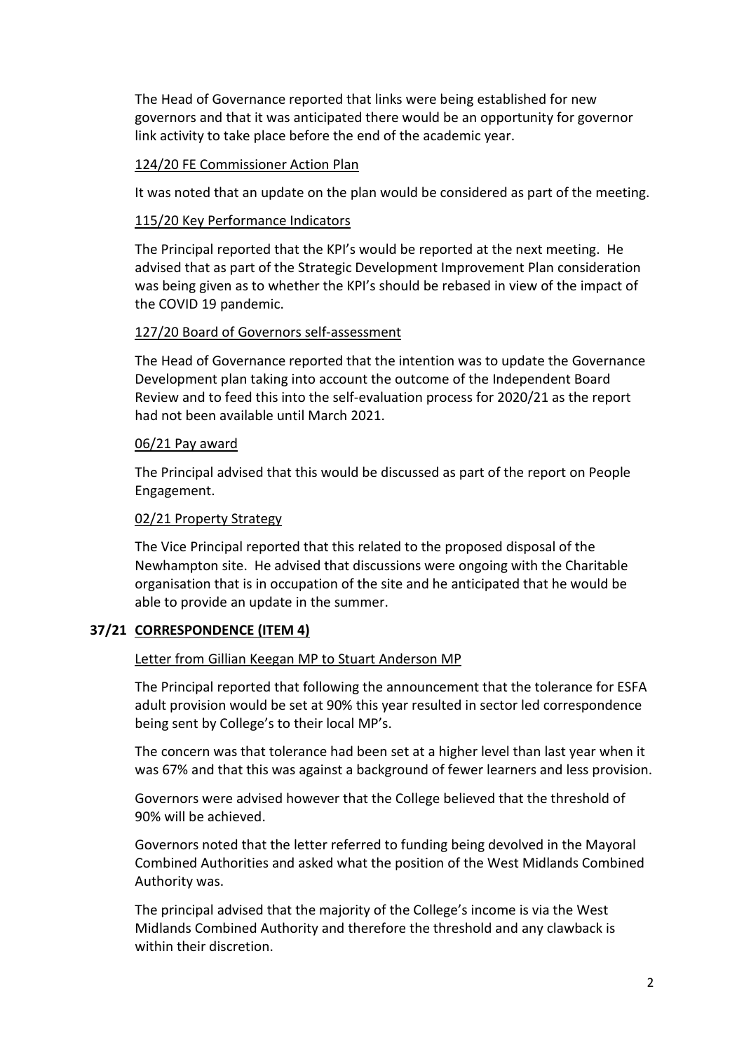The Head of Governance reported that links were being established for new governors and that it was anticipated there would be an opportunity for governor link activity to take place before the end of the academic year.

124/20 FE Commissioner Action Plan

It was noted that an update on the plan would be considered as part of the meeting.

115/20 Key Performance Indicators

The Principal reported that the KPI's would be reported at the next meeting. He advised that as part of the Strategic Development Improvement Plan consideration was being given as to whether the KPI's should be rebased in view of the impact of the COVID 19 pandemic.

127/20 Board of Governors self-assessment

The Head of Governance reported that the intention was to update the Governance Development plan taking into account the outcome of the Independent Board Review and to feed this into the self-evaluation process for 2020/21 as the report had not been available until March 2021.

06/21 Pay award

The Principal advised that this would be discussed as part of the report on People Engagement.

02/21 Property Strategy

The Vice Principal reported that this related to the proposed disposal of the Newhampton site. He advised that discussions were ongoing with the Charitable organisation that is in occupation of the site and he anticipated that he would be able to provide an update in the summer.

**37/21 CORRESPONDENCE (ITEM 4)**

Letter from Gillian Keegan MP to Stuart Anderson MP

The Principal reported that following the announcement that the tolerance for ESFA adult provision would be set at 90% this year resulted in sector led correspondence being sent by College's to their local MP's.

The concern was that tolerance had been set at a higher level than last year when it was 67% and that this was against a background of fewer learners and less provision.

Governors were advised however that the College believed that the threshold of 90% will be achieved.

Governors noted that the letter referred to funding being devolved in the Mayoral Combined Authorities and asked what the position of the West Midlands Combined Authority was.

The principal advised that the majority of the College's income is via the West Midlands Combined Authority and therefore the threshold and any clawback is within their discretion.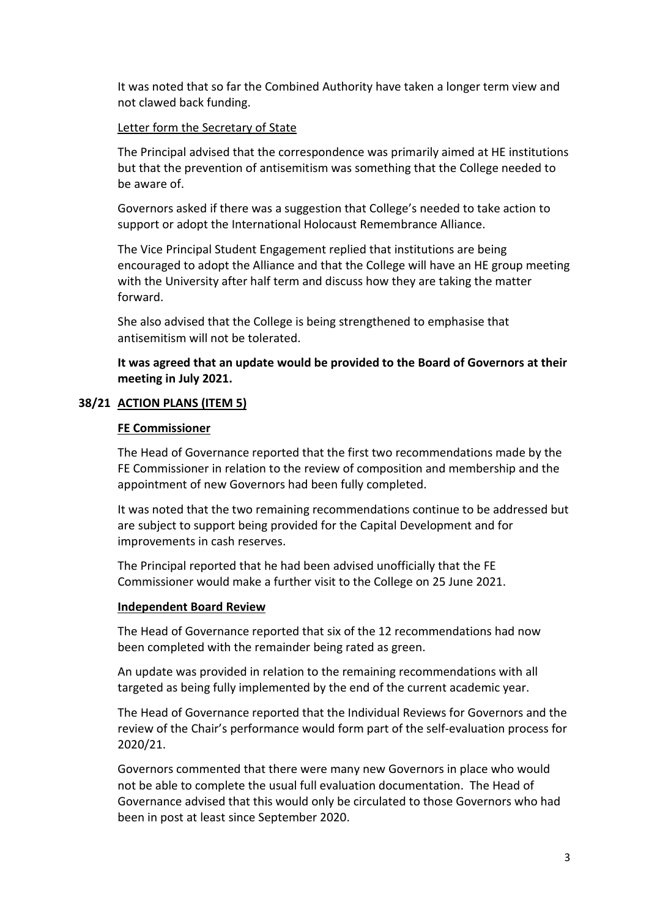It was noted that so far the Combined Authority have taken a longer term view and not clawed back funding.

Letter form the Secretary of State

The Principal advised that the correspondence was primarily aimed at HE institutions but that the prevention of antisemitism was something that the College needed to be aware of.

Governors asked if there was a suggestion that College's needed to take action to support or adopt the International Holocaust Remembrance Alliance.

The Vice Principal Student Engagement replied that institutions are being encouraged to adopt the Alliance and that the College will have an HE group meeting with the University after half term and discuss how they are taking the matter forward.

She also advised that the College is being strengthened to emphasise that antisemitism will not be tolerated.

**It was agreed that an update would be provided to the Board of Governors at their meeting in July 2021.**

## 38/21 ACTION PLANS (ITEM 5)

### FE Commissioner

The Head of Governance reported that the first two recommendations made by the FE Commissioner in relation to the review of composition and membership and the appointment of new Governors had been fully completed.

It was noted that the two remaining recommendations continue to be addressed but are subject to support being provided for the Capital Development and for improvements in cash reserves.

The Principal reported that he had been advised unofficially that the FE Commissioner would make a further visit to the College on 25 June 2021.

### Independent Board Review

The Head of Governance reported that six of the 12 recommendations had now been completed with the remainder being rated as green.

An update was provided in relation to the remaining recommendations with all targeted as being fully implemented by the end of the current academic year.

The Head of Governance reported that the Individual Reviews for Governors and the review of the Chair's performance would form part of the self-evaluation process for 2020/21.

Governors commented that there were many new Governors in place who would not be able to complete the usual full evaluation documentation. The Head of Governance advised that this would only be circulated to those Governors who had been in post at least since September 2020.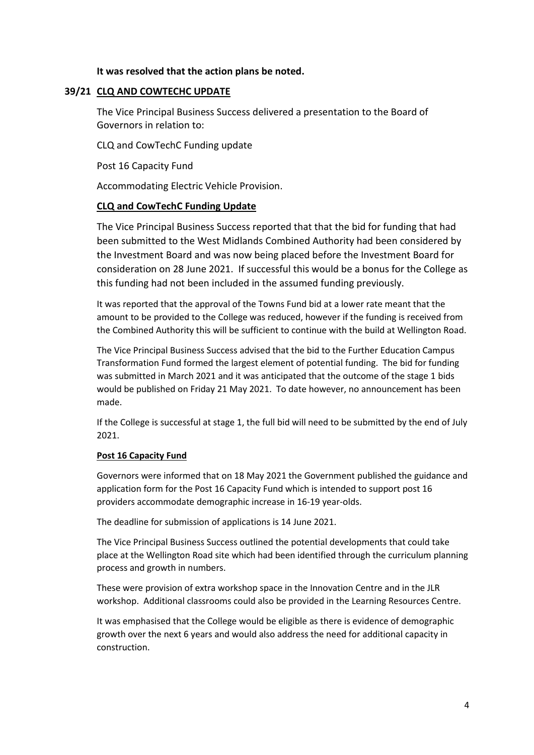**It was resolved that the action plans be noted.**

## 39/21 CLQ AND COWTECHC UPDATE

The Vice Principal Business Success delivered a presentation to the Board of Governors in relation to:

CLQ and CowTechC Funding update

Post 16 Capacity Fund

Accommodating Electric Vehicle Provision.

### CLQ and CowTechC Funding Update

The Vice Principal Business Success reported that that the bid for funding that had been submitted to the West Midlands Combined Authority had been considered by the Investment Board and was now being placed before the Investment Board for consideration on 28 June 2021. If successful this would be a bonus for the College as this funding had not been included in the assumed funding previously.

It was reported that the approval of the Towns Fund bid at a lower rate meant that the amount to be provided to the College was reduced, however if the funding is received from the Combined Authority this will be sufficient to continue with the build at Wellington Road.

The Vice Principal Business Success advised that the bid to the Further Education Campus Transformation Fund formed the largest element of potential funding. The bid for funding was submitted in March 2021 and it was anticipated that the outcome of the stage 1 bids would be published on Friday 21 May 2021. To date however, no announcement has been made.

If the College is successful at stage 1, the full bid will need to be submitted by the end of July 2021.

### Post 16 Capacity Fund

Governors were informed that on 18 May 2021 the Government published the guidance and application form for the Post 16 Capacity Fund which is intended to support post 16 providers accommodate demographic increase in 16-19 year-olds.

The deadline for submission of applications is 14 June 2021.

The Vice Principal Business Success outlined the potential developments that could take place at the Wellington Road site which had been identified through the curriculum planning process and growth in numbers.

These were provision of extra workshop space in the Innovation Centre and in the JLR workshop. Additional classrooms could also be provided in the Learning Resources Centre.

It was emphasised that the College would be eligible as there is evidence of demographic growth over the next 6 years and would also address the need for additional capacity in construction.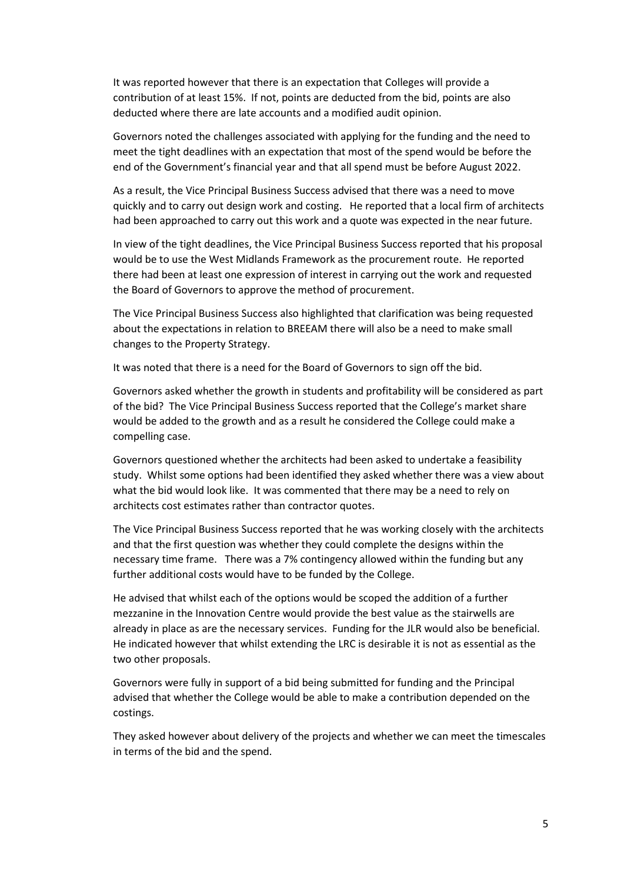It was reported however that there is an expectation that Colleges will provide a contribution of at least 15%. If not, points are deducted from the bid, points are also deducted where there are late accounts and a modified audit opinion.

Governors noted the challenges associated with applying for the funding and the need to meet the tight deadlines with an expectation that most of the spend would be before the end of the Government's financial year and that all spend must be before August 2022.

As a result, the Vice Principal Business Success advised that there was a need to move quickly and to carry out design work and costing. He reported that a local firm of architects had been approached to carry out this work and a quote was expected in the near future.

In view of the tight deadlines, the Vice Principal Business Success reported that his proposal would be to use the West Midlands Framework as the procurement route. He reported there had been at least one expression of interest in carrying out the work and requested the Board of Governors to approve the method of procurement.

The Vice Principal Business Success also highlighted that clarification was being requested about the expectations in relation to BREEAM there will also be a need to make small changes to the Property Strategy.

It was noted that there is a need for the Board of Governors to sign off the bid.

Governors asked whether the growth in students and profitability will be considered as part of the bid? The Vice Principal Business Success reported that the College's market share would be added to the growth and as a result he considered the College could make a compelling case.

Governors questioned whether the architects had been asked to undertake a feasibility study. Whilst some options had been identified they asked whether there was a view about what the bid would look like. It was commented that there may be a need to rely on architects cost estimates rather than contractor quotes.

The Vice Principal Business Success reported that he was working closely with the architects and that the first question was whether they could complete the designs within the necessary time frame. There was a 7% contingency allowed within the funding but any further additional costs would have to be funded by the College.

He advised that whilst each of the options would be scoped the addition of a further mezzanine in the Innovation Centre would provide the best value as the stairwells are already in place as are the necessary services. Funding for the JLR would also be beneficial. He indicated however that whilst extending the LRC is desirable it is not as essential as the two other proposals.

Governors were fully in support of a bid being submitted for funding and the Principal advised that whether the College would be able to make a contribution depended on the costings.

They asked however about delivery of the projects and whether we can meet the timescales in terms of the bid and the spend.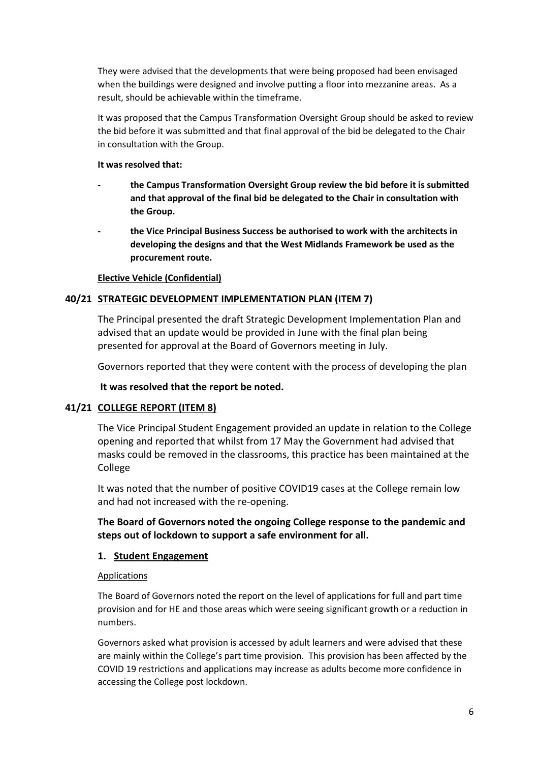They were advised that the developments that were being proposed had been envisaged when the buildings were designed and involve putting a floor into mezzanine areas. As a result, should be achievable within the timeframe.

It was proposed that the Campus Transformation Oversight Group should be asked to review the bid before it was submitted and that final approval of the bid be delegated to the Chair in consultation with the Group.

**It was resolved that:**

- **the Campus Transformation Oversight Group review the bid before it is submitted and that approval of the final bid be delegated to the Chair in consultation with the Group.**
- **the Vice Principal Business Success be authorised to work with the architects in developing the designs and that the West Midlands Framework be used as the procurement route.**

**Elective Vehicle (Confidential)**

## 40/21 STRATEGIC DEVELOPMENT IMPLEMENTATION PLAN (ITEM 7)

The Principal presented the draft Strategic Development Implementation Plan and advised that an update would be provided in June with the final plan being presented for approval at the Board of Governors meeting in July.

Governors reported that they were content with the process of developing the plan

**It was resolved that the report be noted.**

## 41/21 COLLEGE REPORT (ITEM 8)

The Vice Principal Student Engagement provided an update in relation to the College opening and reported that whilst from 17 May the Government had advised that masks could be removed in the classrooms, this practice has been maintained at the College

It was noted that the number of positive COVID19 cases at the College remain low and had not increased with the re-opening.

**The Board of Governors noted the ongoing College response to the pandemic and steps out of lockdown to support a safe environment for all.**

### 1. Student Engagement

Applications

The Board of Governors noted the report on the level of applications for full and part time provision and for HE and those areas which were seeing significant growth or a reduction in numbers.

Governors asked what provision is accessed by adult learners and were advised that these are mainly within the College's part time provision. This provision has been affected by the COVID 19 restrictions and applications may increase as adults become more confidence in accessing the College post lockdown.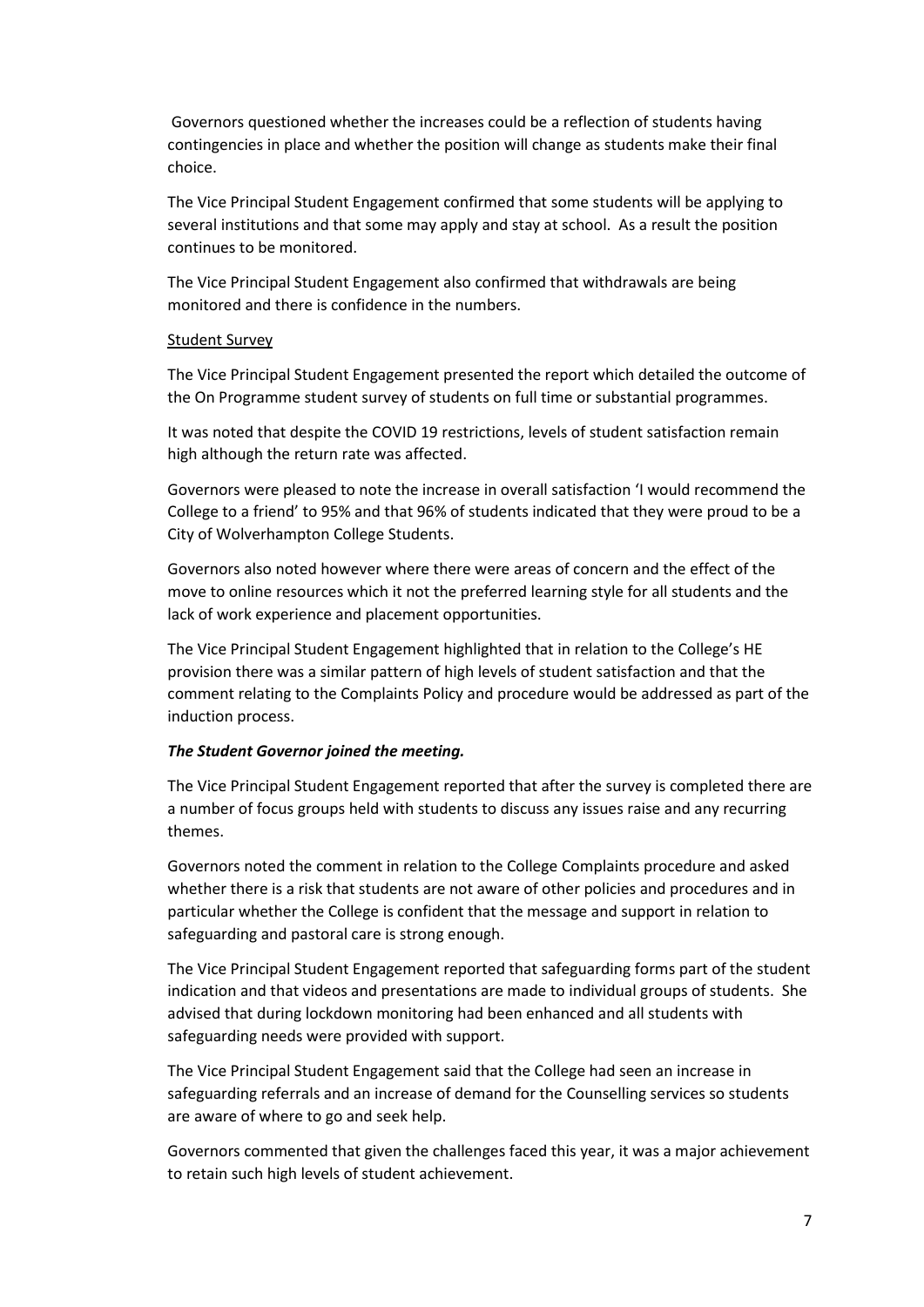Governors questioned whether the increases could be a reflection of students having contingencies in place and whether the position will change as students make their final choice.

The Vice Principal Student Engagement confirmed that some students will be applying to several institutions and that some may apply and stay at school. As a result the position continues to be monitored.

The Vice Principal Student Engagement also confirmed that withdrawals are being monitored and there is confidence in the numbers.

Student Survey

The Vice Principal Student Engagement presented the report which detailed the outcome of the On Programme student survey of students on full time or substantial programmes.

It was noted that despite the COVID 19 restrictions, levels of student satisfaction remain high although the return rate was affected.

Governors were pleased to note the increase in overall satisfaction 'I would recommend the College to a friend' to 95% and that 96% of students indicated that they were proud to be a City of Wolverhampton College Students.

Governors also noted however where there were areas of concern and the effect of the move to online resources which it not the preferred learning style for all students and the lack of work experience and placement opportunities.

The Vice Principal Student Engagement highlighted that in relation to the College's HE provision there was a similar pattern of high levels of student satisfaction and that the comment relating to the Complaints Policy and procedure would be addressed as part of the induction process.

***The Student Governor joined the meeting.***

The Vice Principal Student Engagement reported that after the survey is completed there are a number of focus groups held with students to discuss any issues raise and any recurring themes.

Governors noted the comment in relation to the College Complaints procedure and asked whether there is a risk that students are not aware of other policies and procedures and in particular whether the College is confident that the message and support in relation to safeguarding and pastoral care is strong enough.

The Vice Principal Student Engagement reported that safeguarding forms part of the student indication and that videos and presentations are made to individual groups of students. She advised that during lockdown monitoring had been enhanced and all students with safeguarding needs were provided with support.

The Vice Principal Student Engagement said that the College had seen an increase in safeguarding referrals and an increase of demand for the Counselling services so students are aware of where to go and seek help.

Governors commented that given the challenges faced this year, it was a major achievement to retain such high levels of student achievement.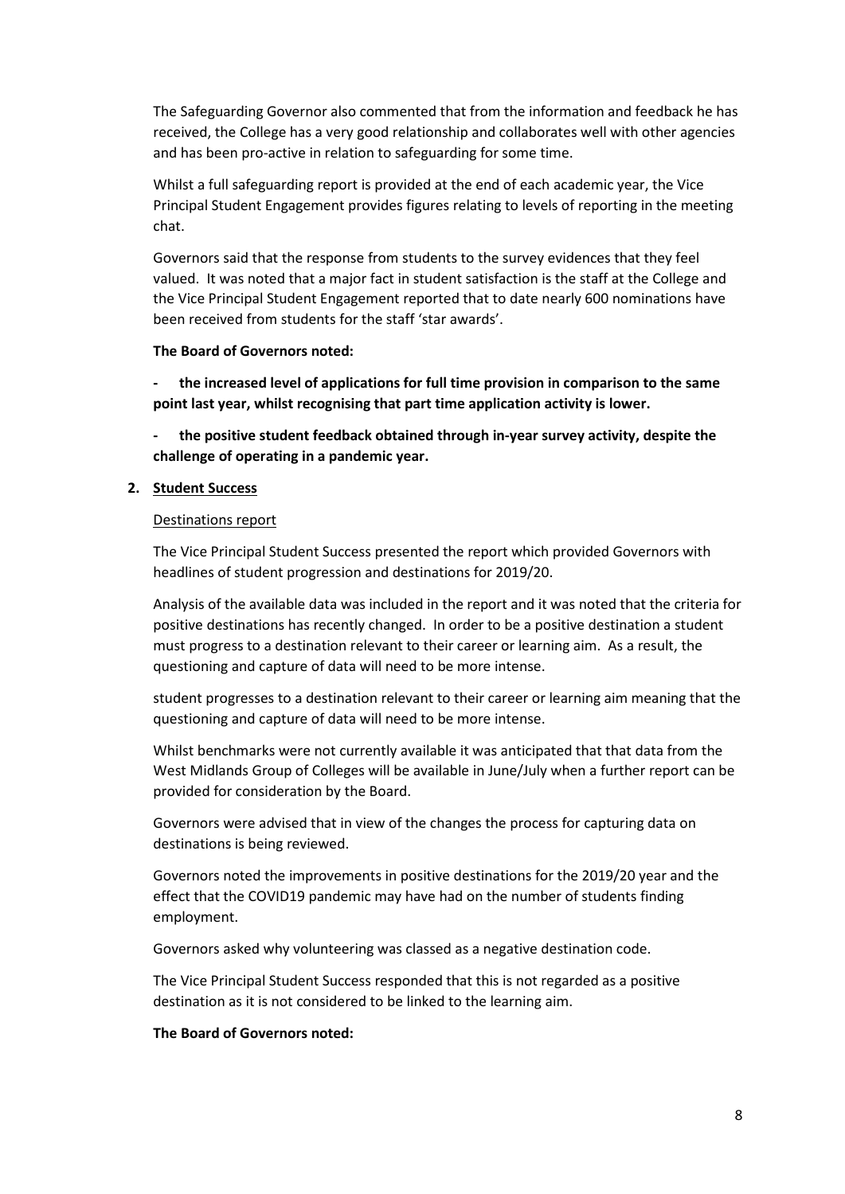The Safeguarding Governor also commented that from the information and feedback he has received, the College has a very good relationship and collaborates well with other agencies and has been pro-active in relation to safeguarding for some time.

Whilst a full safeguarding report is provided at the end of each academic year, the Vice Principal Student Engagement provides figures relating to levels of reporting in the meeting chat.

Governors said that the response from students to the survey evidences that they feel valued. It was noted that a major fact in student satisfaction is the staff at the College and the Vice Principal Student Engagement reported that to date nearly 600 nominations have been received from students for the staff 'star awards'.

**The Board of Governors noted:**

- **the increased level of applications for full time provision in comparison to the same point last year, whilst recognising that part time application activity is lower.**
- **the positive student feedback obtained through in-year survey activity, despite the challenge of operating in a pandemic year.**

**2. Student Success**

Destinations report

The Vice Principal Student Success presented the report which provided Governors with headlines of student progression and destinations for 2019/20.

Analysis of the available data was included in the report and it was noted that the criteria for positive destinations has recently changed. In order to be a positive destination a student must progress to a destination relevant to their career or learning aim. As a result, the questioning and capture of data will need to be more intense.

student progresses to a destination relevant to their career or learning aim meaning that the questioning and capture of data will need to be more intense.

Whilst benchmarks were not currently available it was anticipated that that data from the West Midlands Group of Colleges will be available in June/July when a further report can be provided for consideration by the Board.

Governors were advised that in view of the changes the process for capturing data on destinations is being reviewed.

Governors noted the improvements in positive destinations for the 2019/20 year and the effect that the COVID19 pandemic may have had on the number of students finding employment.

Governors asked why volunteering was classed as a negative destination code.

The Vice Principal Student Success responded that this is not regarded as a positive destination as it is not considered to be linked to the learning aim.

**The Board of Governors noted:**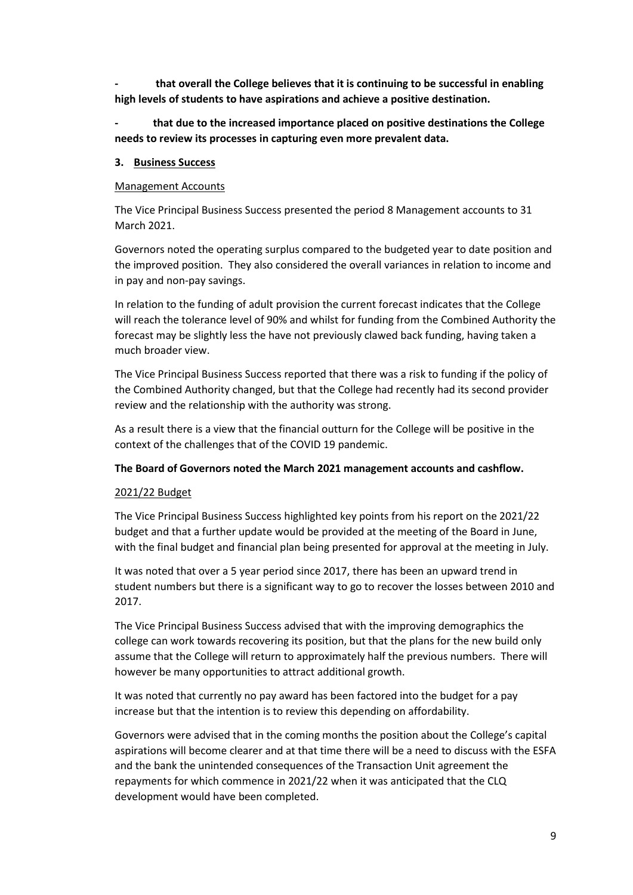**- that overall the College believes that it is continuing to be successful in enabling high levels of students to have aspirations and achieve a positive destination.**

**- that due to the increased importance placed on positive destinations the College needs to review its processes in capturing even more prevalent data.**

**3. Business Success**

Management Accounts

The Vice Principal Business Success presented the period 8 Management accounts to 31 March 2021.

Governors noted the operating surplus compared to the budgeted year to date position and the improved position. They also considered the overall variances in relation to income and in pay and non-pay savings.

In relation to the funding of adult provision the current forecast indicates that the College will reach the tolerance level of 90% and whilst for funding from the Combined Authority the forecast may be slightly less the have not previously clawed back funding, having taken a much broader view.

The Vice Principal Business Success reported that there was a risk to funding if the policy of the Combined Authority changed, but that the College had recently had its second provider review and the relationship with the authority was strong.

As a result there is a view that the financial outturn for the College will be positive in the context of the challenges that of the COVID 19 pandemic.

**The Board of Governors noted the March 2021 management accounts and cashflow.**

2021/22 Budget

The Vice Principal Business Success highlighted key points from his report on the 2021/22 budget and that a further update would be provided at the meeting of the Board in June, with the final budget and financial plan being presented for approval at the meeting in July.

It was noted that over a 5 year period since 2017, there has been an upward trend in student numbers but there is a significant way to go to recover the losses between 2010 and 2017.

The Vice Principal Business Success advised that with the improving demographics the college can work towards recovering its position, but that the plans for the new build only assume that the College will return to approximately half the previous numbers. There will however be many opportunities to attract additional growth.

It was noted that currently no pay award has been factored into the budget for a pay increase but that the intention is to review this depending on affordability.

Governors were advised that in the coming months the position about the College's capital aspirations will become clearer and at that time there will be a need to discuss with the ESFA and the bank the unintended consequences of the Transaction Unit agreement the repayments for which commence in 2021/22 when it was anticipated that the CLQ development would have been completed.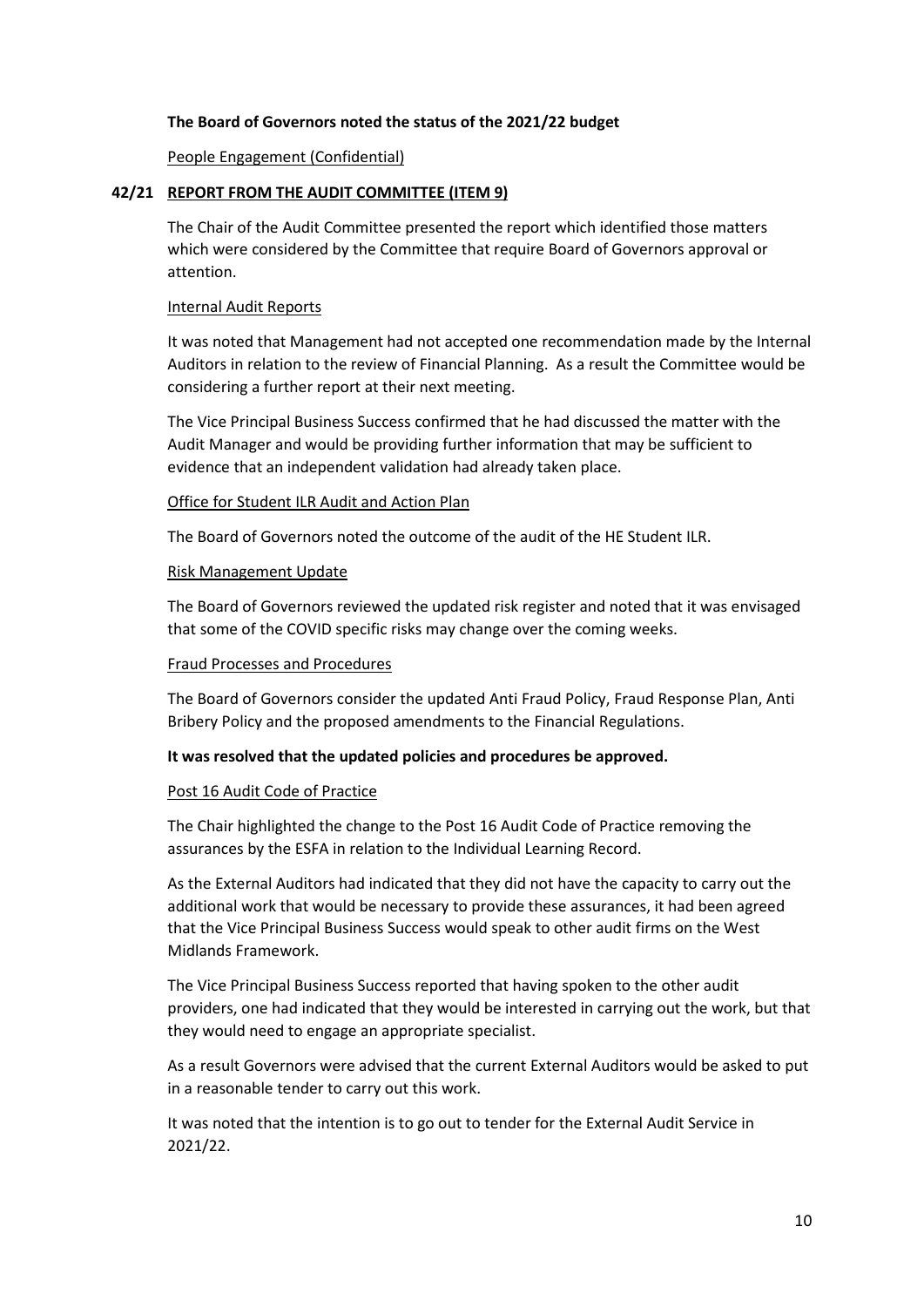**The Board of Governors noted the status of the 2021/22 budget**

People Engagement (Confidential)

**42/21 REPORT FROM THE AUDIT COMMITTEE (ITEM 9)**

The Chair of the Audit Committee presented the report which identified those matters which were considered by the Committee that require Board of Governors approval or attention.

Internal Audit Reports

It was noted that Management had not accepted one recommendation made by the Internal Auditors in relation to the review of Financial Planning. As a result the Committee would be considering a further report at their next meeting.

The Vice Principal Business Success confirmed that he had discussed the matter with the Audit Manager and would be providing further information that may be sufficient to evidence that an independent validation had already taken place.

Office for Student ILR Audit and Action Plan

The Board of Governors noted the outcome of the audit of the HE Student ILR.

Risk Management Update

The Board of Governors reviewed the updated risk register and noted that it was envisaged that some of the COVID specific risks may change over the coming weeks.

Fraud Processes and Procedures

The Board of Governors consider the updated Anti Fraud Policy, Fraud Response Plan, Anti Bribery Policy and the proposed amendments to the Financial Regulations.

**It was resolved that the updated policies and procedures be approved.**

Post 16 Audit Code of Practice

The Chair highlighted the change to the Post 16 Audit Code of Practice removing the assurances by the ESFA in relation to the Individual Learning Record.

As the External Auditors had indicated that they did not have the capacity to carry out the additional work that would be necessary to provide these assurances, it had been agreed that the Vice Principal Business Success would speak to other audit firms on the West Midlands Framework.

The Vice Principal Business Success reported that having spoken to the other audit providers, one had indicated that they would be interested in carrying out the work, but that they would need to engage an appropriate specialist.

As a result Governors were advised that the current External Auditors would be asked to put in a reasonable tender to carry out this work.

It was noted that the intention is to go out to tender for the External Audit Service in 2021/22.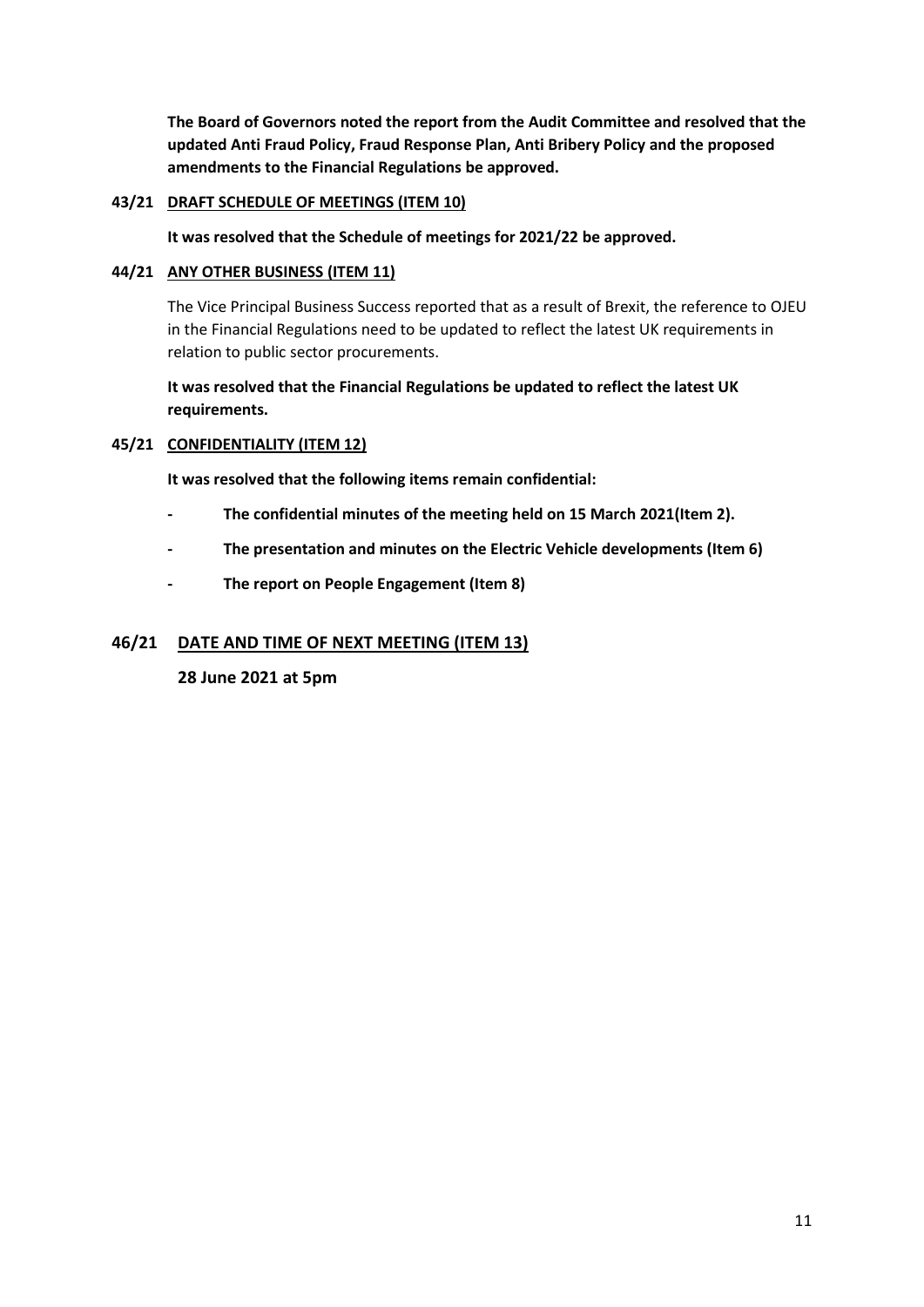**The Board of Governors noted the report from the Audit Committee and resolved that the updated Anti Fraud Policy, Fraud Response Plan, Anti Bribery Policy and the proposed amendments to the Financial Regulations be approved.**

**43/21 DRAFT SCHEDULE OF MEETINGS (ITEM 10)**

**It was resolved that the Schedule of meetings for 2021/22 be approved.**

**44/21 ANY OTHER BUSINESS (ITEM 11)**

The Vice Principal Business Success reported that as a result of Brexit, the reference to OJEU in the Financial Regulations need to be updated to reflect the latest UK requirements in relation to public sector procurements.

**It was resolved that the Financial Regulations be updated to reflect the latest UK requirements.**

**45/21 CONFIDENTIALITY (ITEM 12)**

**It was resolved that the following items remain confidential:**

- **The confidential minutes of the meeting held on 15 March 2021(Item 2).**
- **The presentation and minutes on the Electric Vehicle developments (Item 6)**
- **The report on People Engagement (Item 8)**

**46/21 DATE AND TIME OF NEXT MEETING (ITEM 13)**

**28 June 2021 at 5pm**